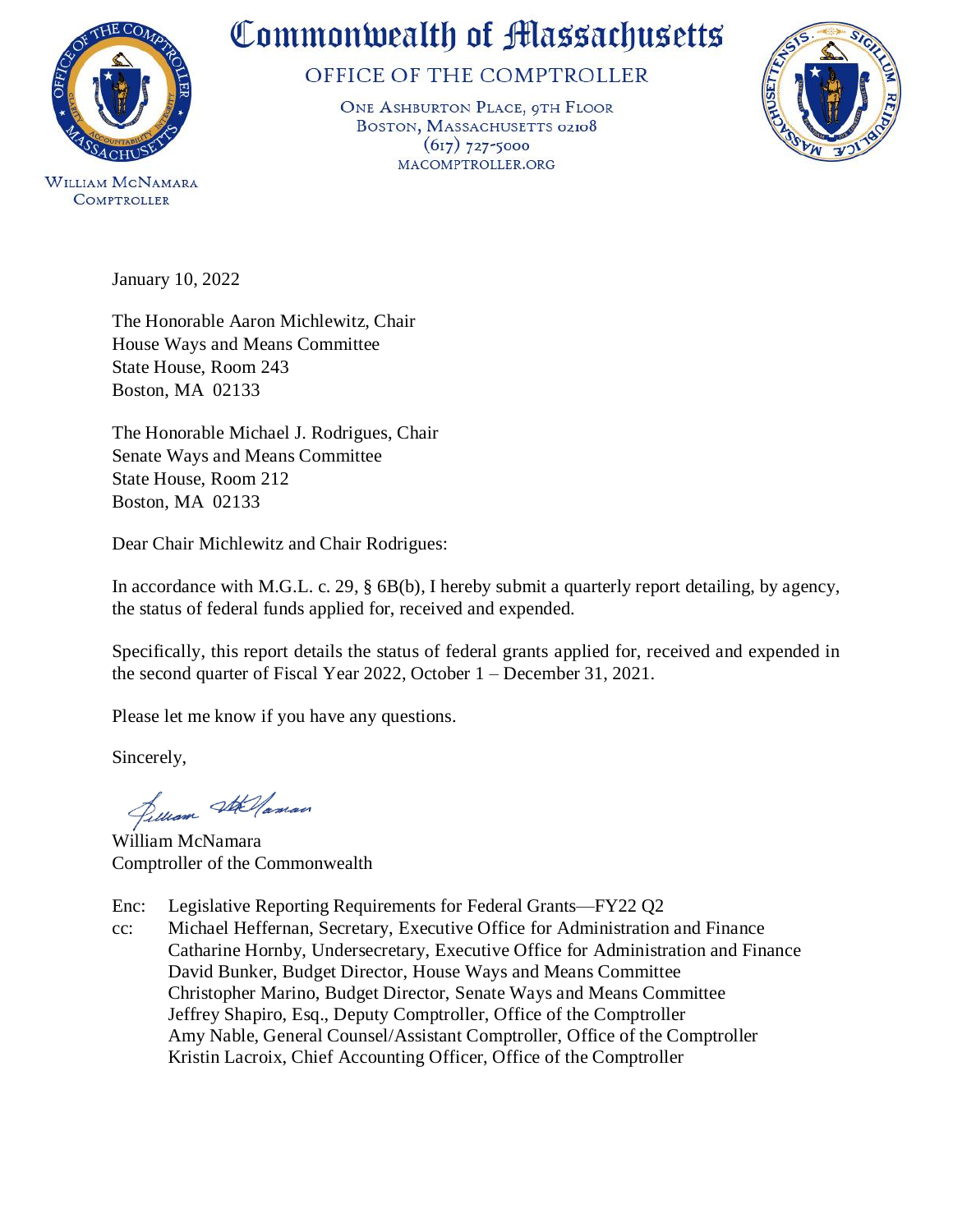# Commonwealth of Massachusetts

## OFFICE OF THE COMPTROLLER

ONE ASHBURTON PLACE, 9TH FLOOR
BOSTON, MASSACHUSETTS 02108
(617) 727-5000
MACOMPTROLLER.ORG

WILLIAM MCNAMARA
COMPTROLLER

January 10, 2022

The Honorable Aaron Michlewitz, Chair
House Ways and Means Committee
State House, Room 243
Boston, MA 02133

The Honorable Michael J. Rodrigues, Chair
Senate Ways and Means Committee
State House, Room 212
Boston, MA 02133

Dear Chair Michlewitz and Chair Rodrigues:

In accordance with M.G.L. c. 29, § 6B(b), I hereby submit a quarterly report detailing, by agency, the status of federal funds applied for, received and expended.

Specifically, this report details the status of federal grants applied for, received and expended in the second quarter of Fiscal Year 2022, October 1 – December 31, 2021.

Please let me know if you have any questions.

Sincerely,

William McNamara
Comptroller of the Commonwealth

Enc: Legislative Reporting Requirements for Federal Grants—FY22 Q2
cc: Michael Heffernan, Secretary, Executive Office for Administration and Finance
Catharine Hornby, Undersecretary, Executive Office for Administration and Finance
David Bunker, Budget Director, House Ways and Means Committee
Christopher Marino, Budget Director, Senate Ways and Means Committee
Jeffrey Shapiro, Esq., Deputy Comptroller, Office of the Comptroller
Amy Nable, General Counsel/Assistant Comptroller, Office of the Comptroller
Kristin Lacroix, Chief Accounting Officer, Office of the Comptroller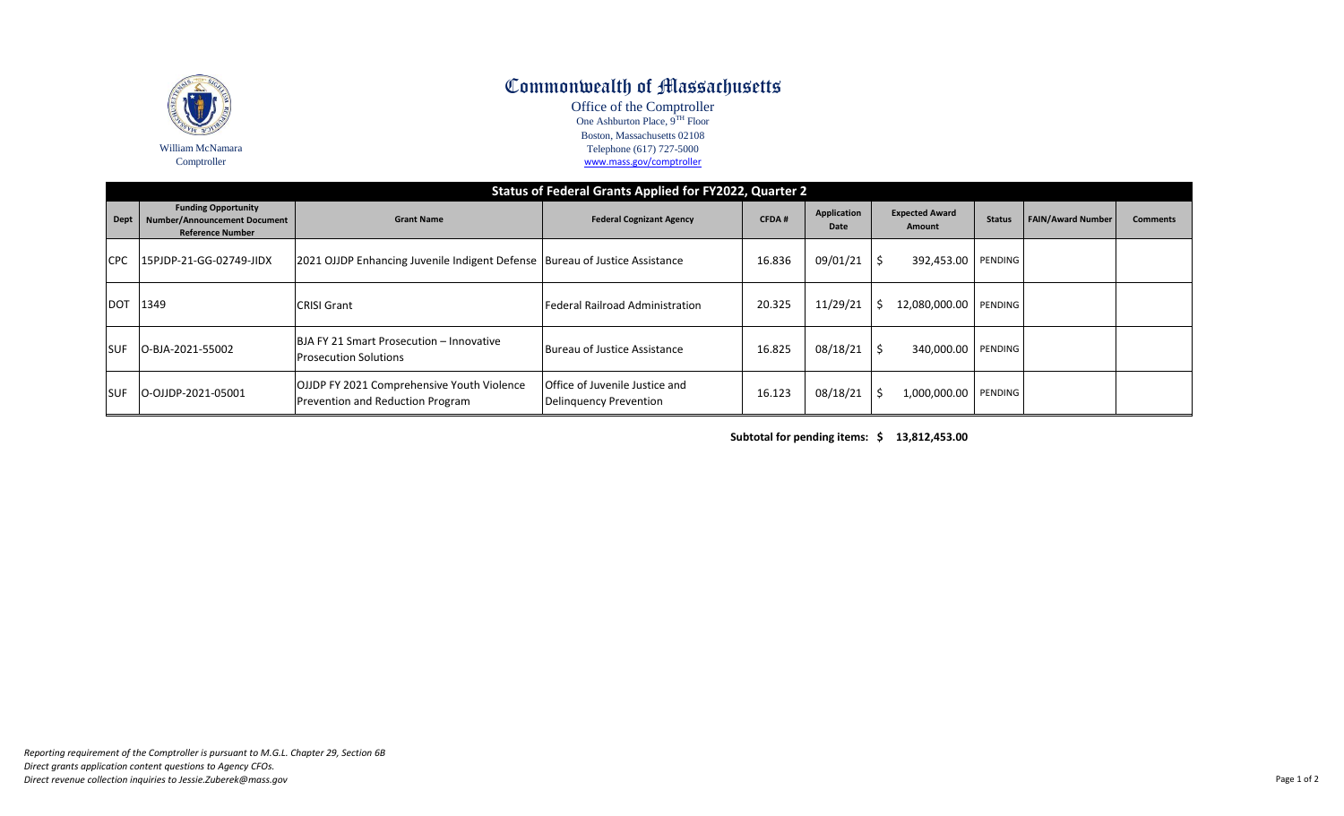# Commonwealth of Massachusetts

Office of the Comptroller
One Ashburton Place, 9$^{TH}$ Floor
Boston, Massachusetts 02108
Telephone (617) 727-5000
www.mass.gov/comptroller

William McNamara
Comptroller

## Status of Federal Grants Applied for FY2022, Quarter 2

| Dept | Funding Opportunity Number/Announcement Document Reference Number | Grant Name | Federal Cognizant Agency | CFDA # | Application Date | Expected Award Amount | Status | FAIN/Award Number | Comments |
|---|---|---|---|---|---|---|---|---|---|
| CPC | 15PJDP-21-GG-02749-JIDX | 2021 OJJDP Enhancing Juvenile Indigent Defense | Bureau of Justice Assistance | 16.836 | 09/01/21 | $ 392,453.00 | PENDING | | |
| DOT | 1349 | CRISI Grant | Federal Railroad Administration | 20.325 | 11/29/21 | $ 12,080,000.00 | PENDING | | |
| SUF | O-BJA-2021-55002 | BJA FY 21 Smart Prosecution – Innovative Prosecution Solutions | Bureau of Justice Assistance | 16.825 | 08/18/21 | $ 340,000.00 | PENDING | | |
| SUF | O-OJJDP-2021-05001 | OJJDP FY 2021 Comprehensive Youth Violence Prevention and Reduction Program | Office of Juvenile Justice and Delinquency Prevention | 16.123 | 08/18/21 | $ 1,000,000.00 | PENDING | | |

**Subtotal for pending items: $ 13,812,453.00**

*Reporting requirement of the Comptroller is pursuant to M.G.L. Chapter 29, Section 6B*
*Direct grants application content questions to Agency CFOs.*
*Direct revenue collection inquiries to Jessie.Zuberek@mass.gov*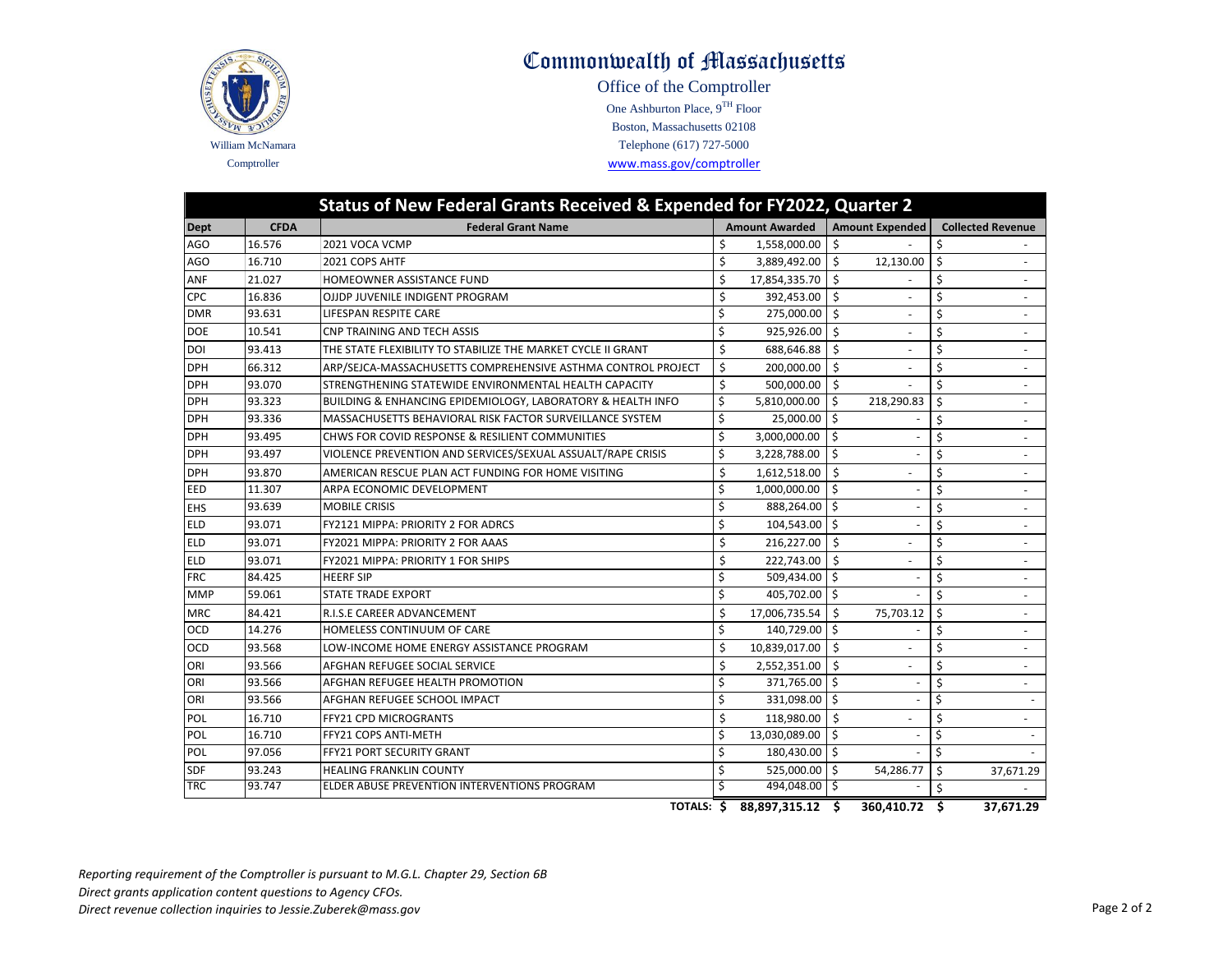# Commonwealth of Massachusetts

Office of the Comptroller

One Ashburton Place, 9TH Floor

Boston, Massachusetts 02108

Telephone (617) 727-5000

www.mass.gov/comptroller

William McNamara

Comptroller

## Status of New Federal Grants Received & Expended for FY2022, Quarter 2

| Dept | CFDA | Federal Grant Name | Amount Awarded | Amount Expended | Collected Revenue |
|---|---|---|---|---|---|
| AGO | 16.576 | 2021 VOCA VCMP | $ 1,558,000.00 | $ - | $ - |
| AGO | 16.710 | 2021 COPS AHTF | $ 3,889,492.00 | $ 12,130.00 | $ - |
| ANF | 21.027 | HOMEOWNER ASSISTANCE FUND | $ 17,854,335.70 | $ - | $ - |
| CPC | 16.836 | OJJDP JUVENILE INDIGENT PROGRAM | $ 392,453.00 | $ - | $ - |
| DMR | 93.631 | LIFESPAN RESPITE CARE | $ 275,000.00 | $ - | $ - |
| DOE | 10.541 | CNP TRAINING AND TECH ASSIS | $ 925,926.00 | $ - | $ - |
| DOI | 93.413 | THE STATE FLEXIBILITY TO STABILIZE THE MARKET CYCLE II GRANT | $ 688,646.88 | $ - | $ - |
| DPH | 66.312 | ARP/SEJCA-MASSACHUSETTS COMPREHENSIVE ASTHMA CONTROL PROJECT | $ 200,000.00 | $ - | $ - |
| DPH | 93.070 | STRENGTHENING STATEWIDE ENVIRONMENTAL HEALTH CAPACITY | $ 500,000.00 | $ - | $ - |
| DPH | 93.323 | BUILDING & ENHANCING EPIDEMIOLOGY, LABORATORY & HEALTH INFO | $ 5,810,000.00 | $ 218,290.83 | $ - |
| DPH | 93.336 | MASSACHUSETTS BEHAVIORAL RISK FACTOR SURVEILLANCE SYSTEM | $ 25,000.00 | $ - | $ - |
| DPH | 93.495 | CHWS FOR COVID RESPONSE & RESILIENT COMMUNITIES | $ 3,000,000.00 | $ - | $ - |
| DPH | 93.497 | VIOLENCE PREVENTION AND SERVICES/SEXUAL ASSAULT/RAPE CRISIS | $ 3,228,788.00 | $ - | $ - |
| DPH | 93.870 | AMERICAN RESCUE PLAN ACT FUNDING FOR HOME VISITING | $ 1,612,518.00 | $ - | $ - |
| EED | 11.307 | ARPA ECONOMIC DEVELOPMENT | $ 1,000,000.00 | $ - | $ - |
| EHS | 93.639 | MOBILE CRISIS | $ 888,264.00 | $ - | $ - |
| ELD | 93.071 | FY2121 MIPPA: PRIORITY 2 FOR ADRCS | $ 104,543.00 | $ - | $ - |
| ELD | 93.071 | FY2021 MIPPA: PRIORITY 2 FOR AAAS | $ 216,227.00 | $ - | $ - |
| ELD | 93.071 | FY2021 MIPPA: PRIORITY 1 FOR SHIPS | $ 222,743.00 | $ - | $ - |
| FRC | 84.425 | HEERF SIP | $ 509,434.00 | $ - | $ - |
| MMP | 59.061 | STATE TRADE EXPORT | $ 405,702.00 | $ - | $ - |
| MRC | 84.421 | R.I.S.E CAREER ADVANCEMENT | $ 17,006,735.54 | $ 75,703.12 | $ - |
| OCD | 14.276 | HOMELESS CONTINUUM OF CARE | $ 140,729.00 | $ - | $ - |
| OCD | 93.568 | LOW-INCOME HOME ENERGY ASSISTANCE PROGRAM | $ 10,839,017.00 | $ - | $ - |
| ORI | 93.566 | AFGHAN REFUGEE SOCIAL SERVICE | $ 2,552,351.00 | $ - | $ - |
| ORI | 93.566 | AFGHAN REFUGEE HEALTH PROMOTION | $ 371,765.00 | $ - | $ - |
| ORI | 93.566 | AFGHAN REFUGEE SCHOOL IMPACT | $ 331,098.00 | $ - | $ - |
| POL | 16.710 | FFY21 CPD MICROGRANTS | $ 118,980.00 | $ - | $ - |
| POL | 16.710 | FFY21 COPS ANTI-METH | $ 13,030,089.00 | $ - | $ - |
| POL | 97.056 | FFY21 PORT SECURITY GRANT | $ 180,430.00 | $ - | $ - |
| SDF | 93.243 | HEALING FRANKLIN COUNTY | $ 525,000.00 | $ 54,286.77 | $ 37,671.29 |
| TRC | 93.747 | ELDER ABUSE PREVENTION INTERVENTIONS PROGRAM | $ 494,048.00 | $ - | $ - |
| | | **TOTALS:** | **$ 88,897,315.12** | **$ 360,410.72** | **$ 37,671.29** |

*Reporting requirement of the Comptroller is pursuant to M.G.L. Chapter 29, Section 6B*

*Direct grants application content questions to Agency CFOs.*

*Direct revenue collection inquiries to Jessie.Zuberek@mass.gov*